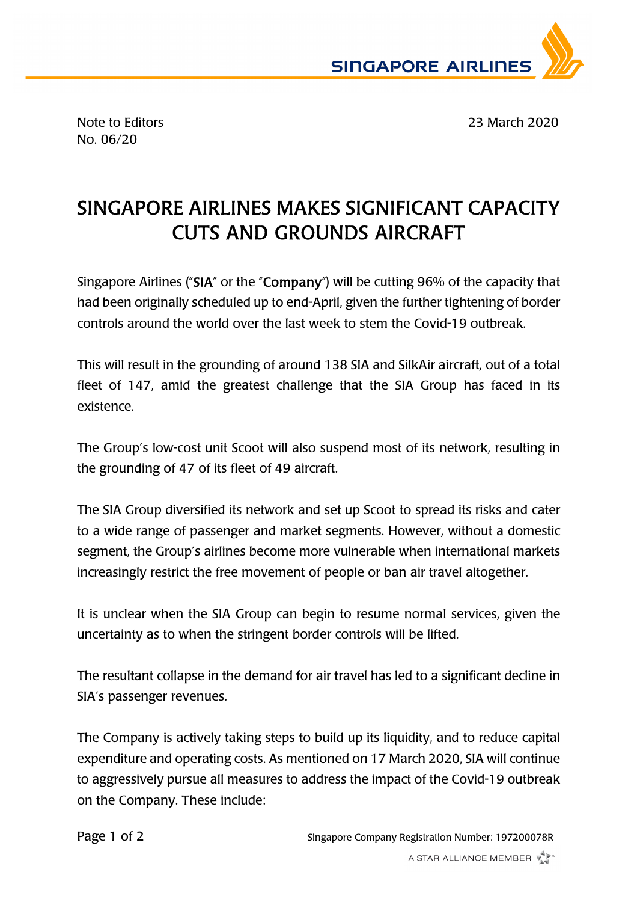Note to Editors
No. 06/20

23 March 2020

# SINGAPORE AIRLINES MAKES SIGNIFICANT CAPACITY CUTS AND GROUNDS AIRCRAFT

Singapore Airlines ("**SIA**" or the "**Company**") will be cutting 96% of the capacity that had been originally scheduled up to end-April, given the further tightening of border controls around the world over the last week to stem the Covid-19 outbreak.

This will result in the grounding of around 138 SIA and SilkAir aircraft, out of a total fleet of 147, amid the greatest challenge that the SIA Group has faced in its existence.

The Group's low-cost unit Scoot will also suspend most of its network, resulting in the grounding of 47 of its fleet of 49 aircraft.

The SIA Group diversified its network and set up Scoot to spread its risks and cater to a wide range of passenger and market segments. However, without a domestic segment, the Group's airlines become more vulnerable when international markets increasingly restrict the free movement of people or ban air travel altogether.

It is unclear when the SIA Group can begin to resume normal services, given the uncertainty as to when the stringent border controls will be lifted.

The resultant collapse in the demand for air travel has led to a significant decline in SIA's passenger revenues.

The Company is actively taking steps to build up its liquidity, and to reduce capital expenditure and operating costs. As mentioned on 17 March 2020, SIA will continue to aggressively pursue all measures to address the impact of the Covid-19 outbreak on the Company. These include: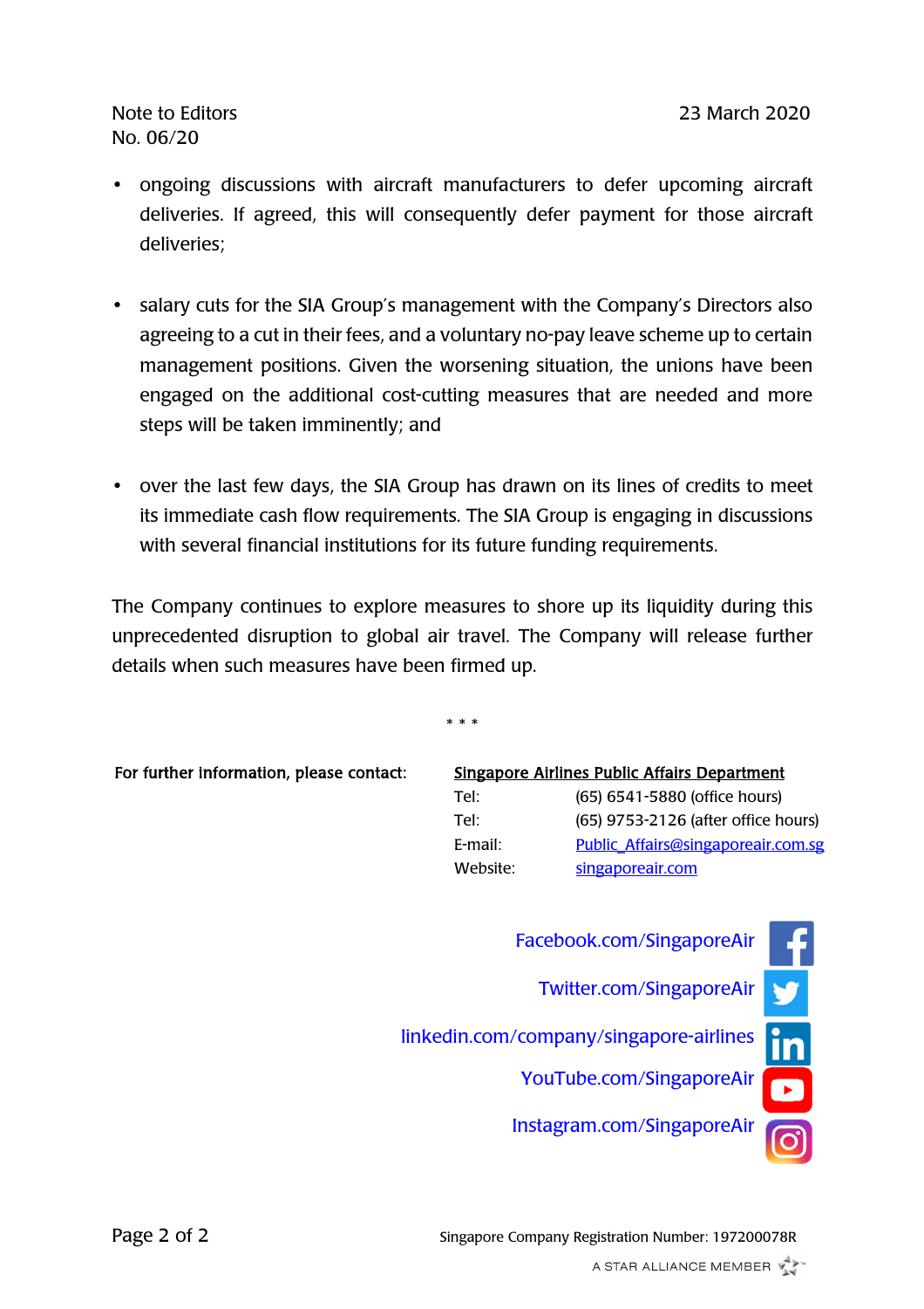Note to Editors
No. 06/20

23 March 2020

- ongoing discussions with aircraft manufacturers to defer upcoming aircraft deliveries. If agreed, this will consequently defer payment for those aircraft deliveries;

- salary cuts for the SIA Group's management with the Company's Directors also agreeing to a cut in their fees, and a voluntary no-pay leave scheme up to certain management positions. Given the worsening situation, the unions have been engaged on the additional cost-cutting measures that are needed and more steps will be taken imminently; and

- over the last few days, the SIA Group has drawn on its lines of credits to meet its immediate cash flow requirements. The SIA Group is engaging in discussions with several financial institutions for its future funding requirements.

The Company continues to explore measures to shore up its liquidity during this unprecedented disruption to global air travel. The Company will release further details when such measures have been firmed up.

\* \* \*

**For further information, please contact:**

**Singapore Airlines Public Affairs Department**

| | |
|---|---|
| Tel: | (65) 6541-5880 (office hours) |
| Tel: | (65) 9753-2126 (after office hours) |
| E-mail: | Public_Affairs@singaporeair.com.sg |
| Website: | singaporeair.com |

Facebook.com/SingaporeAir

Twitter.com/SingaporeAir

linkedin.com/company/singapore-airlines

YouTube.com/SingaporeAir

Instagram.com/SingaporeAir

Singapore Company Registration Number: 197200078R

A STAR ALLIANCE MEMBER